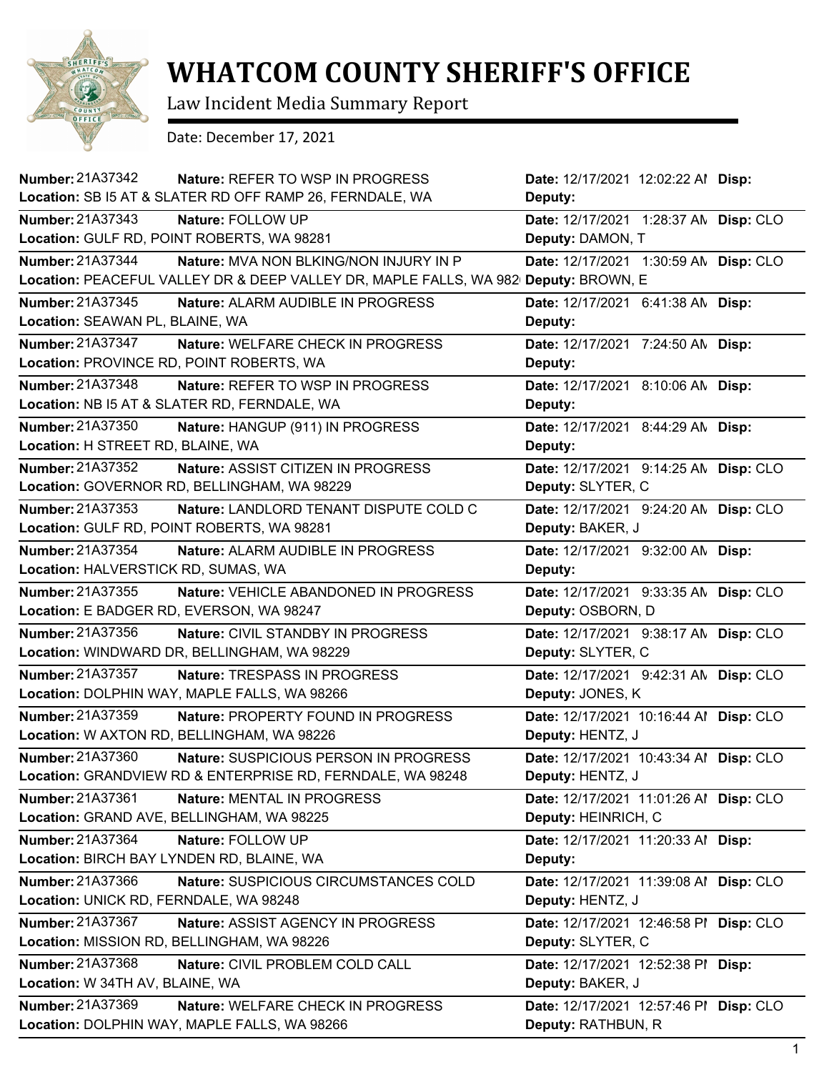# WHATCOM COUNTY SHERIFF'S OFFICE

Law Incident Media Summary Report

Date: December 17, 2021

| Number | Nature | Location | Date | Deputy | Disp |
|---|---|---|---|---|---|
| 21A37342 | REFER TO WSP IN PROGRESS | SB I5 AT & SLATER RD OFF RAMP 26, FERNDALE, WA | 12/17/2021 12:02:22 AI | | |
| 21A37343 | FOLLOW UP | GULF RD, POINT ROBERTS, WA 98281 | 12/17/2021 1:28:37 AN | DAMON, T | CLO |
| 21A37344 | MVA NON BLKING/NON INJURY IN P | PEACEFUL VALLEY DR & DEEP VALLEY DR, MAPLE FALLS, WA 982 | 12/17/2021 1:30:59 AN | BROWN, E | CLO |
| 21A37345 | ALARM AUDIBLE IN PROGRESS | SEAWAN PL, BLAINE, WA | 12/17/2021 6:41:38 AN | | |
| 21A37347 | WELFARE CHECK IN PROGRESS | PROVINCE RD, POINT ROBERTS, WA | 12/17/2021 7:24:50 AN | | |
| 21A37348 | REFER TO WSP IN PROGRESS | NB I5 AT & SLATER RD, FERNDALE, WA | 12/17/2021 8:10:06 AN | | |
| 21A37350 | HANGUP (911) IN PROGRESS | H STREET RD, BLAINE, WA | 12/17/2021 8:44:29 AN | | |
| 21A37352 | ASSIST CITIZEN IN PROGRESS | GOVERNOR RD, BELLINGHAM, WA 98229 | 12/17/2021 9:14:25 AN | SLYTER, C | CLO |
| 21A37353 | LANDLORD TENANT DISPUTE COLD C | GULF RD, POINT ROBERTS, WA 98281 | 12/17/2021 9:24:20 AN | BAKER, J | CLO |
| 21A37354 | ALARM AUDIBLE IN PROGRESS | HALVERSTICK RD, SUMAS, WA | 12/17/2021 9:32:00 AN | | |
| 21A37355 | VEHICLE ABANDONED IN PROGRESS | E BADGER RD, EVERSON, WA 98247 | 12/17/2021 9:33:35 AN | OSBORN, D | CLO |
| 21A37356 | CIVIL STANDBY IN PROGRESS | WINDWARD DR, BELLINGHAM, WA 98229 | 12/17/2021 9:38:17 AN | SLYTER, C | CLO |
| 21A37357 | TRESPASS IN PROGRESS | DOLPHIN WAY, MAPLE FALLS, WA 98266 | 12/17/2021 9:42:31 AN | JONES, K | CLO |
| 21A37359 | PROPERTY FOUND IN PROGRESS | W AXTON RD, BELLINGHAM, WA 98226 | 12/17/2021 10:16:44 AI | HENTZ, J | CLO |
| 21A37360 | SUSPICIOUS PERSON IN PROGRESS | GRANDVIEW RD & ENTERPRISE RD, FERNDALE, WA 98248 | 12/17/2021 10:43:34 AI | HENTZ, J | CLO |
| 21A37361 | MENTAL IN PROGRESS | GRAND AVE, BELLINGHAM, WA 98225 | 12/17/2021 11:01:26 AI | HEINRICH, C | CLO |
| 21A37364 | FOLLOW UP | BIRCH BAY LYNDEN RD, BLAINE, WA | 12/17/2021 11:20:33 AI | | |
| 21A37366 | SUSPICIOUS CIRCUMSTANCES COLD | UNICK RD, FERNDALE, WA 98248 | 12/17/2021 11:39:08 AI | HENTZ, J | CLO |
| 21A37367 | ASSIST AGENCY IN PROGRESS | MISSION RD, BELLINGHAM, WA 98226 | 12/17/2021 12:46:58 PI | SLYTER, C | CLO |
| 21A37368 | CIVIL PROBLEM COLD CALL | W 34TH AV, BLAINE, WA | 12/17/2021 12:52:38 PI | BAKER, J | |
| 21A37369 | WELFARE CHECK IN PROGRESS | DOLPHIN WAY, MAPLE FALLS, WA 98266 | 12/17/2021 12:57:46 PI | RATHBUN, R | CLO |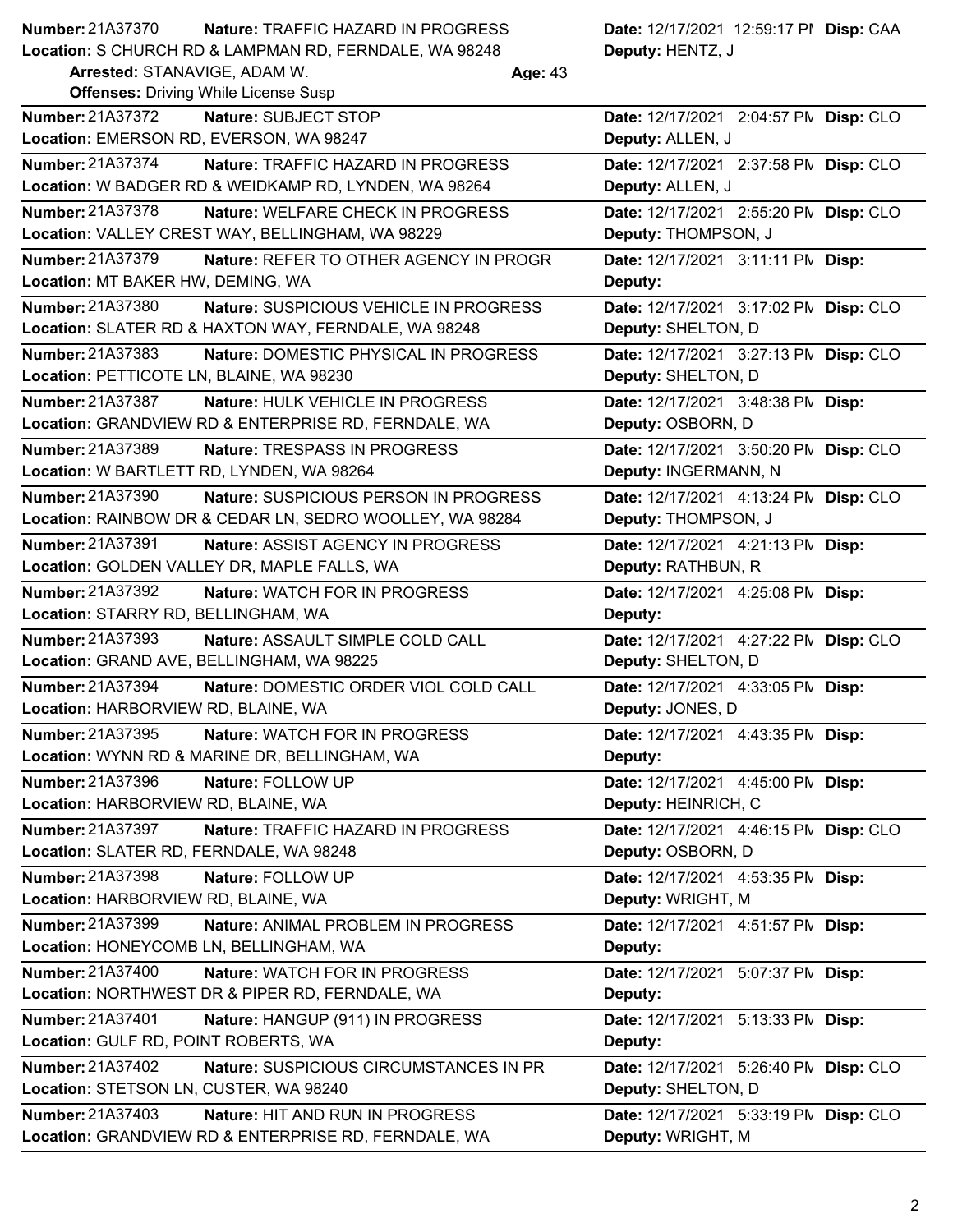**Number:** 21A37370 **Nature:** TRAFFIC HAZARD IN PROGRESS **Date:** 12/17/2021 12:59:17 PM **Disp:** CAA
**Location:** S CHURCH RD & LAMPMAN RD, FERNDALE, WA 98248 **Deputy:** HENTZ, J
**Arrested:** STANAVIGE, ADAM W. **Age:** 43
**Offenses:** Driving While License Susp

---

**Number:** 21A37372 **Nature:** SUBJECT STOP **Date:** 12/17/2021 2:04:57 PM **Disp:** CLO
**Location:** EMERSON RD, EVERSON, WA 98247 **Deputy:** ALLEN, J

---

**Number:** 21A37374 **Nature:** TRAFFIC HAZARD IN PROGRESS **Date:** 12/17/2021 2:37:58 PM **Disp:** CLO
**Location:** W BADGER RD & WEIDKAMP RD, LYNDEN, WA 98264 **Deputy:** ALLEN, J

---

**Number:** 21A37378 **Nature:** WELFARE CHECK IN PROGRESS **Date:** 12/17/2021 2:55:20 PM **Disp:** CLO
**Location:** VALLEY CREST WAY, BELLINGHAM, WA 98229 **Deputy:** THOMPSON, J

---

**Number:** 21A37379 **Nature:** REFER TO OTHER AGENCY IN PROGR **Date:** 12/17/2021 3:11:11 PM **Disp:**
**Location:** MT BAKER HW, DEMING, WA **Deputy:**

---

**Number:** 21A37380 **Nature:** SUSPICIOUS VEHICLE IN PROGRESS **Date:** 12/17/2021 3:17:02 PM **Disp:** CLO
**Location:** SLATER RD & HAXTON WAY, FERNDALE, WA 98248 **Deputy:** SHELTON, D

---

**Number:** 21A37383 **Nature:** DOMESTIC PHYSICAL IN PROGRESS **Date:** 12/17/2021 3:27:13 PM **Disp:** CLO
**Location:** PETTICOTE LN, BLAINE, WA 98230 **Deputy:** SHELTON, D

---

**Number:** 21A37387 **Nature:** HULK VEHICLE IN PROGRESS **Date:** 12/17/2021 3:48:38 PM **Disp:**
**Location:** GRANDVIEW RD & ENTERPRISE RD, FERNDALE, WA **Deputy:** OSBORN, D

---

**Number:** 21A37389 **Nature:** TRESPASS IN PROGRESS **Date:** 12/17/2021 3:50:20 PM **Disp:** CLO
**Location:** W BARTLETT RD, LYNDEN, WA 98264 **Deputy:** INGERMANN, N

---

**Number:** 21A37390 **Nature:** SUSPICIOUS PERSON IN PROGRESS **Date:** 12/17/2021 4:13:24 PM **Disp:** CLO
**Location:** RAINBOW DR & CEDAR LN, SEDRO WOOLLEY, WA 98284 **Deputy:** THOMPSON, J

---

**Number:** 21A37391 **Nature:** ASSIST AGENCY IN PROGRESS **Date:** 12/17/2021 4:21:13 PM **Disp:**
**Location:** GOLDEN VALLEY DR, MAPLE FALLS, WA **Deputy:** RATHBUN, R

---

**Number:** 21A37392 **Nature:** WATCH FOR IN PROGRESS **Date:** 12/17/2021 4:25:08 PM **Disp:**
**Location:** STARRY RD, BELLINGHAM, WA **Deputy:**

---

**Number:** 21A37393 **Nature:** ASSAULT SIMPLE COLD CALL **Date:** 12/17/2021 4:27:22 PM **Disp:** CLO
**Location:** GRAND AVE, BELLINGHAM, WA 98225 **Deputy:** SHELTON, D

---

**Number:** 21A37394 **Nature:** DOMESTIC ORDER VIOL COLD CALL **Date:** 12/17/2021 4:33:05 PM **Disp:**
**Location:** HARBORVIEW RD, BLAINE, WA **Deputy:** JONES, D

---

**Number:** 21A37395 **Nature:** WATCH FOR IN PROGRESS **Date:** 12/17/2021 4:43:35 PM **Disp:**
**Location:** WYNN RD & MARINE DR, BELLINGHAM, WA **Deputy:**

---

**Number:** 21A37396 **Nature:** FOLLOW UP **Date:** 12/17/2021 4:45:00 PM **Disp:**
**Location:** HARBORVIEW RD, BLAINE, WA **Deputy:** HEINRICH, C

---

**Number:** 21A37397 **Nature:** TRAFFIC HAZARD IN PROGRESS **Date:** 12/17/2021 4:46:15 PM **Disp:** CLO
**Location:** SLATER RD, FERNDALE, WA 98248 **Deputy:** OSBORN, D

---

**Number:** 21A37398 **Nature:** FOLLOW UP **Date:** 12/17/2021 4:53:35 PM **Disp:**
**Location:** HARBORVIEW RD, BLAINE, WA **Deputy:** WRIGHT, M

---

**Number:** 21A37399 **Nature:** ANIMAL PROBLEM IN PROGRESS **Date:** 12/17/2021 4:51:57 PM **Disp:**
**Location:** HONEYCOMB LN, BELLINGHAM, WA **Deputy:**

---

**Number:** 21A37400 **Nature:** WATCH FOR IN PROGRESS **Date:** 12/17/2021 5:07:37 PM **Disp:**
**Location:** NORTHWEST DR & PIPER RD, FERNDALE, WA **Deputy:**

---

**Number:** 21A37401 **Nature:** HANGUP (911) IN PROGRESS **Date:** 12/17/2021 5:13:33 PM **Disp:**
**Location:** GULF RD, POINT ROBERTS, WA **Deputy:**

---

**Number:** 21A37402 **Nature:** SUSPICIOUS CIRCUMSTANCES IN PR **Date:** 12/17/2021 5:26:40 PM **Disp:** CLO
**Location:** STETSON LN, CUSTER, WA 98240 **Deputy:** SHELTON, D

---

**Number:** 21A37403 **Nature:** HIT AND RUN IN PROGRESS **Date:** 12/17/2021 5:33:19 PM **Disp:** CLO
**Location:** GRANDVIEW RD & ENTERPRISE RD, FERNDALE, WA **Deputy:** WRIGHT, M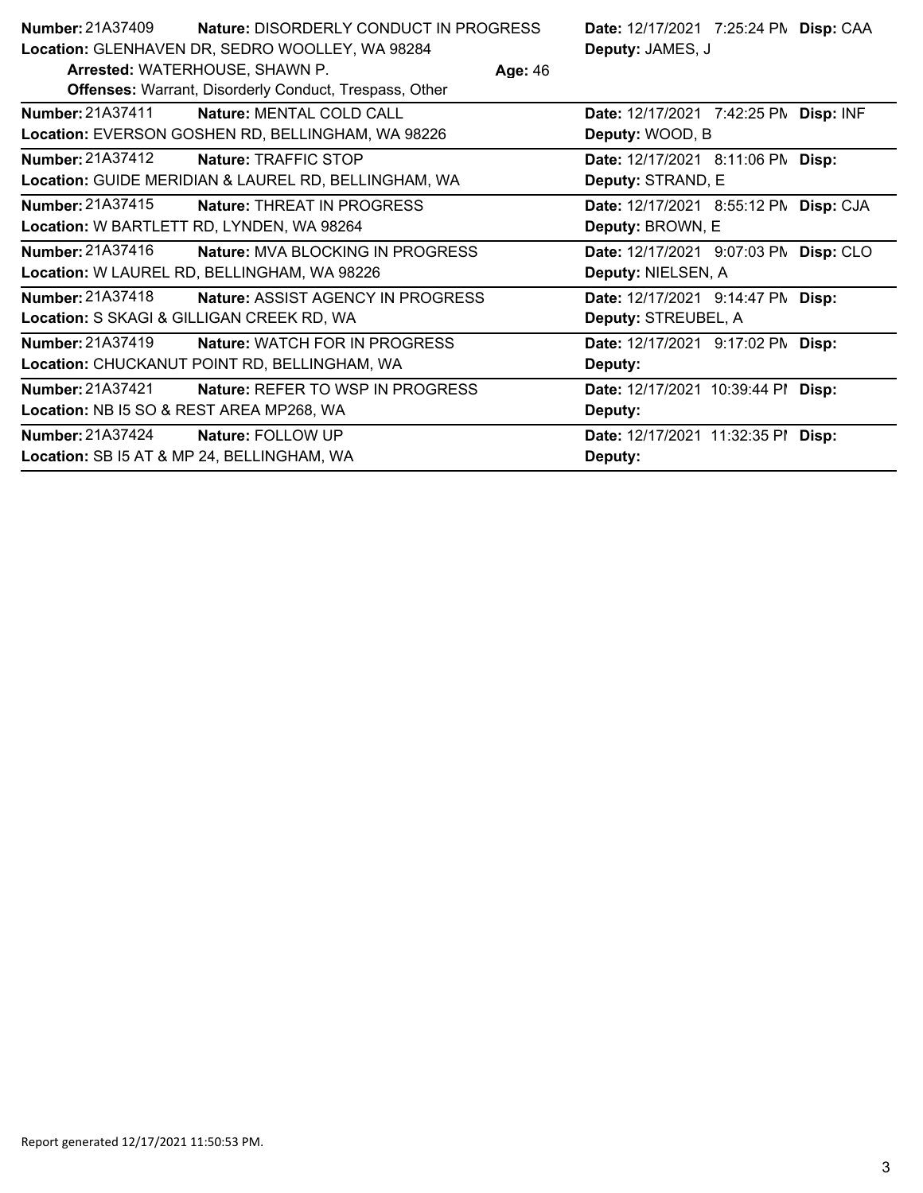**Number:** 21A37409 **Nature:** DISORDERLY CONDUCT IN PROGRESS **Date:** 12/17/2021 7:25:24 PM **Disp:** CAA
**Location:** GLENHAVEN DR, SEDRO WOOLLEY, WA 98284 **Deputy:** JAMES, J
**Arrested:** WATERHOUSE, SHAWN P. **Age:** 46
**Offenses:** Warrant, Disorderly Conduct, Trespass, Other

---

**Number:** 21A37411 **Nature:** MENTAL COLD CALL **Date:** 12/17/2021 7:42:25 PM **Disp:** INF
**Location:** EVERSON GOSHEN RD, BELLINGHAM, WA 98226 **Deputy:** WOOD, B

---

**Number:** 21A37412 **Nature:** TRAFFIC STOP **Date:** 12/17/2021 8:11:06 PM **Disp:**
**Location:** GUIDE MERIDIAN & LAUREL RD, BELLINGHAM, WA **Deputy:** STRAND, E

---

**Number:** 21A37415 **Nature:** THREAT IN PROGRESS **Date:** 12/17/2021 8:55:12 PM **Disp:** CJA
**Location:** W BARTLETT RD, LYNDEN, WA 98264 **Deputy:** BROWN, E

---

**Number:** 21A37416 **Nature:** MVA BLOCKING IN PROGRESS **Date:** 12/17/2021 9:07:03 PM **Disp:** CLO
**Location:** W LAUREL RD, BELLINGHAM, WA 98226 **Deputy:** NIELSEN, A

---

**Number:** 21A37418 **Nature:** ASSIST AGENCY IN PROGRESS **Date:** 12/17/2021 9:14:47 PM **Disp:**
**Location:** S SKAGI & GILLIGAN CREEK RD, WA **Deputy:** STREUBEL, A

---

**Number:** 21A37419 **Nature:** WATCH FOR IN PROGRESS **Date:** 12/17/2021 9:17:02 PM **Disp:**
**Location:** CHUCKANUT POINT RD, BELLINGHAM, WA **Deputy:**

---

**Number:** 21A37421 **Nature:** REFER TO WSP IN PROGRESS **Date:** 12/17/2021 10:39:44 PM **Disp:**
**Location:** NB I5 SO & REST AREA MP268, WA **Deputy:**

---

**Number:** 21A37424 **Nature:** FOLLOW UP **Date:** 12/17/2021 11:32:35 PM **Disp:**
**Location:** SB I5 AT & MP 24, BELLINGHAM, WA **Deputy:**

---

Report generated 12/17/2021 11:50:53 PM.